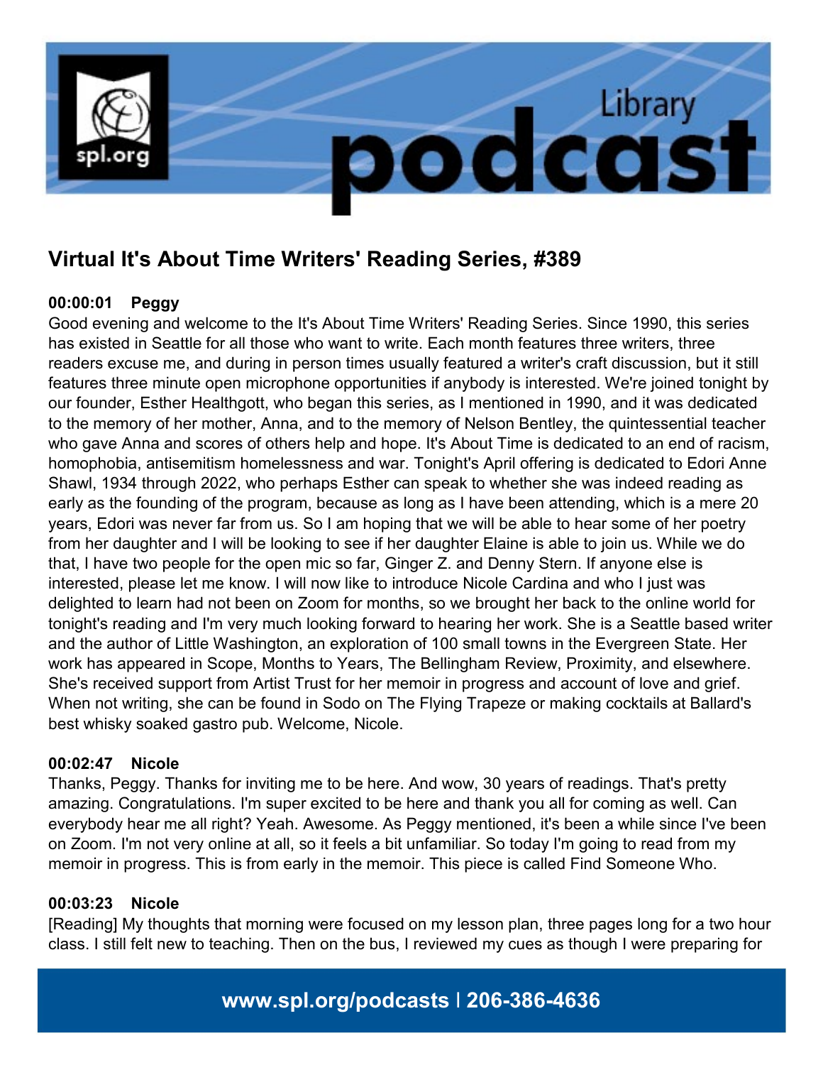# Virtual It's About Time Writers' Reading Series, #389

### 00:00:01 Peggy

Good evening and welcome to the It's About Time Writers' Reading Series. Since 1990, this series has existed in Seattle for all those who want to write. Each month features three writers, three readers excuse me, and during in person times usually featured a writer's craft discussion, but it still features three minute open microphone opportunities if anybody is interested. We're joined tonight by our founder, Esther Healthgott, who began this series, as I mentioned in 1990, and it was dedicated to the memory of her mother, Anna, and to the memory of Nelson Bentley, the quintessential teacher who gave Anna and scores of others help and hope. It's About Time is dedicated to an end of racism, homophobia, antisemitism homelessness and war. Tonight's April offering is dedicated to Edori Anne Shawl, 1934 through 2022, who perhaps Esther can speak to whether she was indeed reading as early as the founding of the program, because as long as I have been attending, which is a mere 20 years, Edori was never far from us. So I am hoping that we will be able to hear some of her poetry from her daughter and I will be looking to see if her daughter Elaine is able to join us. While we do that, I have two people for the open mic so far, Ginger Z. and Denny Stern. If anyone else is interested, please let me know. I will now like to introduce Nicole Cardina and who I just was delighted to learn had not been on Zoom for months, so we brought her back to the online world for tonight's reading and I'm very much looking forward to hearing her work. She is a Seattle based writer and the author of Little Washington, an exploration of 100 small towns in the Evergreen State. Her work has appeared in Scope, Months to Years, The Bellingham Review, Proximity, and elsewhere. She's received support from Artist Trust for her memoir in progress and account of love and grief. When not writing, she can be found in Sodo on The Flying Trapeze or making cocktails at Ballard's best whisky soaked gastro pub. Welcome, Nicole.

### 00:02:47 Nicole

Thanks, Peggy. Thanks for inviting me to be here. And wow, 30 years of readings. That's pretty amazing. Congratulations. I'm super excited to be here and thank you all for coming as well. Can everybody hear me all right? Yeah. Awesome. As Peggy mentioned, it's been a while since I've been on Zoom. I'm not very online at all, so it feels a bit unfamiliar. So today I'm going to read from my memoir in progress. This is from early in the memoir. This piece is called Find Someone Who.

### 00:03:23 Nicole

[Reading] My thoughts that morning were focused on my lesson plan, three pages long for a two hour class. I still felt new to teaching. Then on the bus, I reviewed my cues as though I were preparing for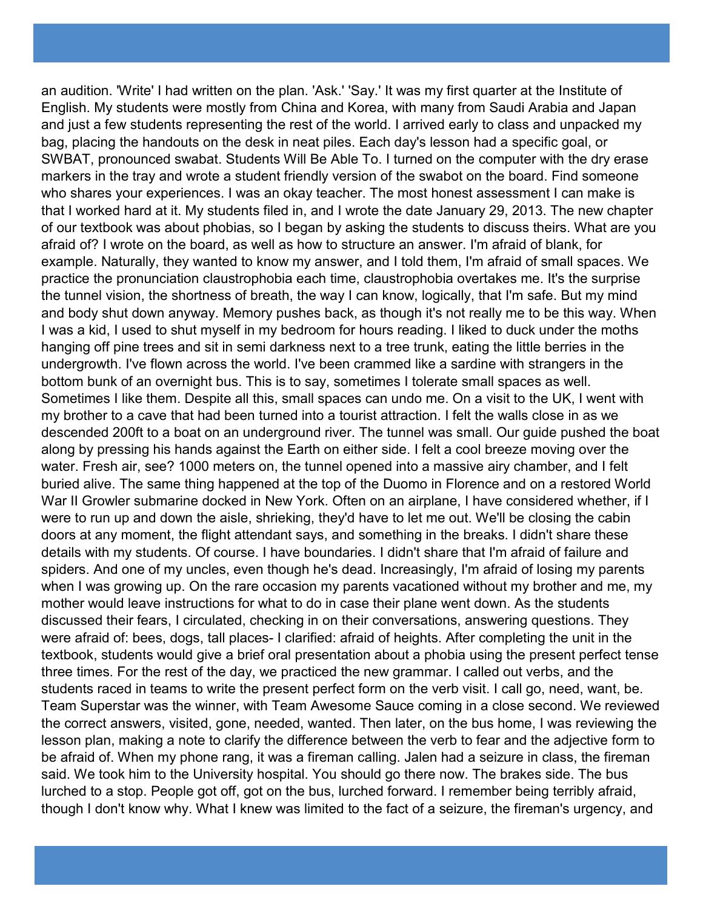an audition. 'Write' I had written on the plan. 'Ask.' 'Say.' It was my first quarter at the Institute of English. My students were mostly from China and Korea, with many from Saudi Arabia and Japan and just a few students representing the rest of the world. I arrived early to class and unpacked my bag, placing the handouts on the desk in neat piles. Each day's lesson had a specific goal, or SWBAT, pronounced swabat. Students Will Be Able To. I turned on the computer with the dry erase markers in the tray and wrote a student friendly version of the swabot on the board. Find someone who shares your experiences. I was an okay teacher. The most honest assessment I can make is that I worked hard at it. My students filed in, and I wrote the date January 29, 2013. The new chapter of our textbook was about phobias, so I began by asking the students to discuss theirs. What are you afraid of? I wrote on the board, as well as how to structure an answer. I'm afraid of blank, for example. Naturally, they wanted to know my answer, and I told them, I'm afraid of small spaces. We practice the pronunciation claustrophobia each time, claustrophobia overtakes me. It's the surprise the tunnel vision, the shortness of breath, the way I can know, logically, that I'm safe. But my mind and body shut down anyway. Memory pushes back, as though it's not really me to be this way. When I was a kid, I used to shut myself in my bedroom for hours reading. I liked to duck under the moths hanging off pine trees and sit in semi darkness next to a tree trunk, eating the little berries in the undergrowth. I've flown across the world. I've been crammed like a sardine with strangers in the bottom bunk of an overnight bus. This is to say, sometimes I tolerate small spaces as well. Sometimes I like them. Despite all this, small spaces can undo me. On a visit to the UK, I went with my brother to a cave that had been turned into a tourist attraction. I felt the walls close in as we descended 200ft to a boat on an underground river. The tunnel was small. Our guide pushed the boat along by pressing his hands against the Earth on either side. I felt a cool breeze moving over the water. Fresh air, see? 1000 meters on, the tunnel opened into a massive airy chamber, and I felt buried alive. The same thing happened at the top of the Duomo in Florence and on a restored World War II Growler submarine docked in New York. Often on an airplane, I have considered whether, if I were to run up and down the aisle, shrieking, they'd have to let me out. We'll be closing the cabin doors at any moment, the flight attendant says, and something in the breaks. I didn't share these details with my students. Of course. I have boundaries. I didn't share that I'm afraid of failure and spiders. And one of my uncles, even though he's dead. Increasingly, I'm afraid of losing my parents when I was growing up. On the rare occasion my parents vacationed without my brother and me, my mother would leave instructions for what to do in case their plane went down. As the students discussed their fears, I circulated, checking in on their conversations, answering questions. They were afraid of: bees, dogs, tall places- I clarified: afraid of heights. After completing the unit in the textbook, students would give a brief oral presentation about a phobia using the present perfect tense three times. For the rest of the day, we practiced the new grammar. I called out verbs, and the students raced in teams to write the present perfect form on the verb visit. I call go, need, want, be. Team Superstar was the winner, with Team Awesome Sauce coming in a close second. We reviewed the correct answers, visited, gone, needed, wanted. Then later, on the bus home, I was reviewing the lesson plan, making a note to clarify the difference between the verb to fear and the adjective form to be afraid of. When my phone rang, it was a fireman calling. Jalen had a seizure in class, the fireman said. We took him to the University hospital. You should go there now. The brakes side. The bus lurched to a stop. People got off, got on the bus, lurched forward. I remember being terribly afraid, though I don't know why. What I knew was limited to the fact of a seizure, the fireman's urgency, and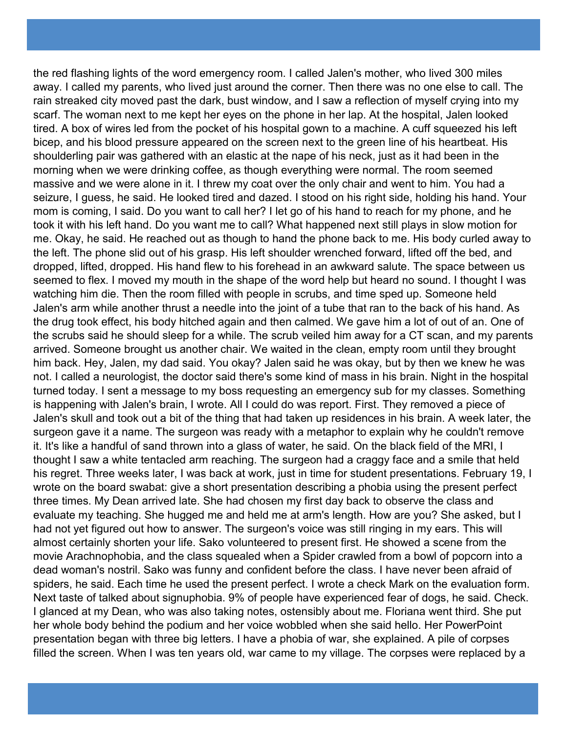the red flashing lights of the word emergency room. I called Jalen's mother, who lived 300 miles away. I called my parents, who lived just around the corner. Then there was no one else to call. The rain streaked city moved past the dark, bust window, and I saw a reflection of myself crying into my scarf. The woman next to me kept her eyes on the phone in her lap. At the hospital, Jalen looked tired. A box of wires led from the pocket of his hospital gown to a machine. A cuff squeezed his left bicep, and his blood pressure appeared on the screen next to the green line of his heartbeat. His shoulderling pair was gathered with an elastic at the nape of his neck, just as it had been in the morning when we were drinking coffee, as though everything were normal. The room seemed massive and we were alone in it. I threw my coat over the only chair and went to him. You had a seizure, I guess, he said. He looked tired and dazed. I stood on his right side, holding his hand. Your mom is coming, I said. Do you want to call her? I let go of his hand to reach for my phone, and he took it with his left hand. Do you want me to call? What happened next still plays in slow motion for me. Okay, he said. He reached out as though to hand the phone back to me. His body curled away to the left. The phone slid out of his grasp. His left shoulder wrenched forward, lifted off the bed, and dropped, lifted, dropped. His hand flew to his forehead in an awkward salute. The space between us seemed to flex. I moved my mouth in the shape of the word help but heard no sound. I thought I was watching him die. Then the room filled with people in scrubs, and time sped up. Someone held Jalen's arm while another thrust a needle into the joint of a tube that ran to the back of his hand. As the drug took effect, his body hitched again and then calmed. We gave him a lot of out of an. One of the scrubs said he should sleep for a while. The scrub veiled him away for a CT scan, and my parents arrived. Someone brought us another chair. We waited in the clean, empty room until they brought him back. Hey, Jalen, my dad said. You okay? Jalen said he was okay, but by then we knew he was not. I called a neurologist, the doctor said there's some kind of mass in his brain. Night in the hospital turned today. I sent a message to my boss requesting an emergency sub for my classes. Something is happening with Jalen's brain, I wrote. All I could do was report. First. They removed a piece of Jalen's skull and took out a bit of the thing that had taken up residences in his brain. A week later, the surgeon gave it a name. The surgeon was ready with a metaphor to explain why he couldn't remove it. It's like a handful of sand thrown into a glass of water, he said. On the black field of the MRI, I thought I saw a white tentacled arm reaching. The surgeon had a craggy face and a smile that held his regret. Three weeks later, I was back at work, just in time for student presentations. February 19, I wrote on the board swabat: give a short presentation describing a phobia using the present perfect three times. My Dean arrived late. She had chosen my first day back to observe the class and evaluate my teaching. She hugged me and held me at arm's length. How are you? She asked, but I had not yet figured out how to answer. The surgeon's voice was still ringing in my ears. This will almost certainly shorten your life. Sako volunteered to present first. He showed a scene from the movie Arachnophobia, and the class squealed when a Spider crawled from a bowl of popcorn into a dead woman's nostril. Sako was funny and confident before the class. I have never been afraid of spiders, he said. Each time he used the present perfect. I wrote a check Mark on the evaluation form. Next taste of talked about signuphobia. 9% of people have experienced fear of dogs, he said. Check. I glanced at my Dean, who was also taking notes, ostensibly about me. Floriana went third. She put her whole body behind the podium and her voice wobbled when she said hello. Her PowerPoint presentation began with three big letters. I have a phobia of war, she explained. A pile of corpses filled the screen. When I was ten years old, war came to my village. The corpses were replaced by a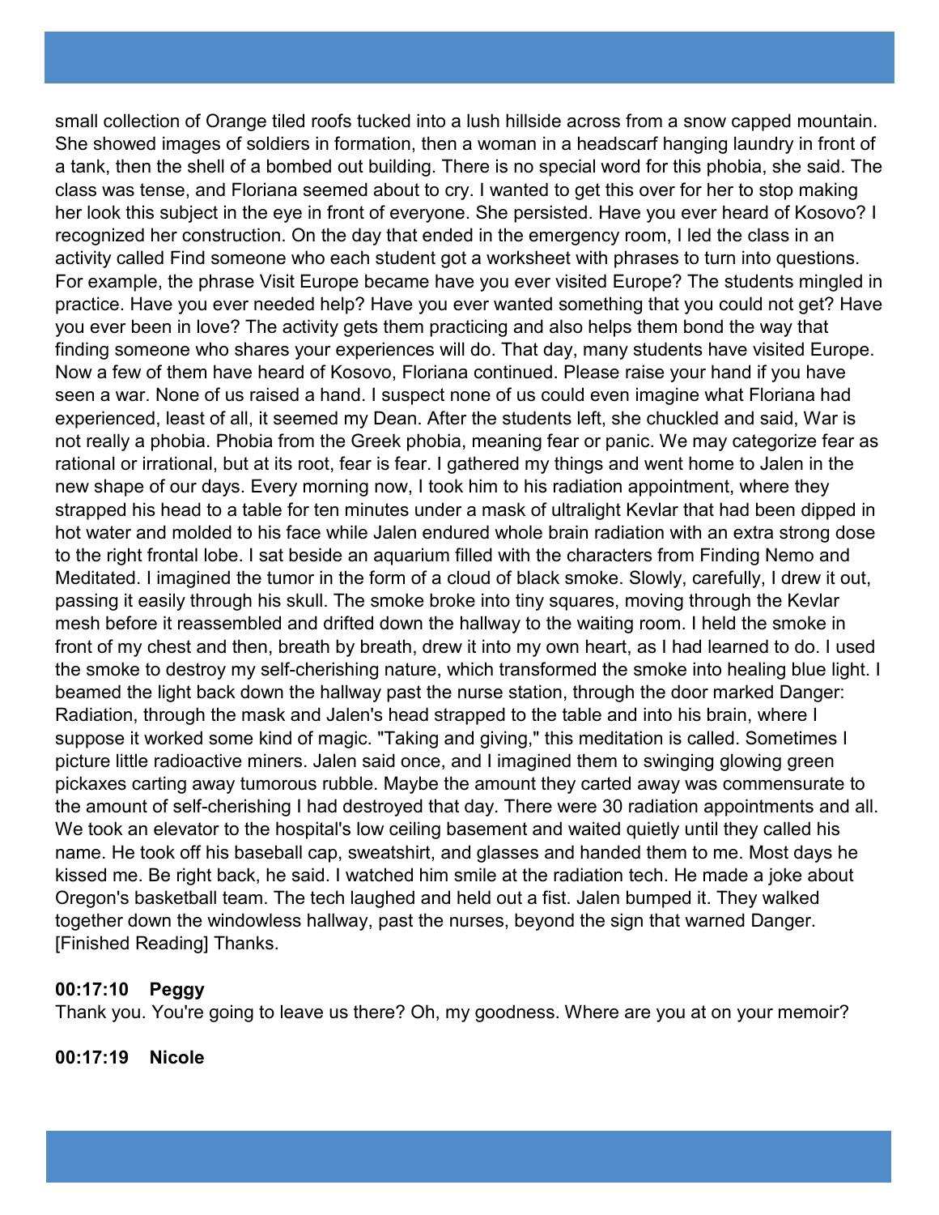small collection of Orange tiled roofs tucked into a lush hillside across from a snow capped mountain. She showed images of soldiers in formation, then a woman in a headscarf hanging laundry in front of a tank, then the shell of a bombed out building. There is no special word for this phobia, she said. The class was tense, and Floriana seemed about to cry. I wanted to get this over for her to stop making her look this subject in the eye in front of everyone. She persisted. Have you ever heard of Kosovo? I recognized her construction. On the day that ended in the emergency room, I led the class in an activity called Find someone who each student got a worksheet with phrases to turn into questions. For example, the phrase Visit Europe became have you ever visited Europe? The students mingled in practice. Have you ever needed help? Have you ever wanted something that you could not get? Have you ever been in love? The activity gets them practicing and also helps them bond the way that finding someone who shares your experiences will do. That day, many students have visited Europe. Now a few of them have heard of Kosovo, Floriana continued. Please raise your hand if you have seen a war. None of us raised a hand. I suspect none of us could even imagine what Floriana had experienced, least of all, it seemed my Dean. After the students left, she chuckled and said, War is not really a phobia. Phobia from the Greek phobia, meaning fear or panic. We may categorize fear as rational or irrational, but at its root, fear is fear. I gathered my things and went home to Jalen in the new shape of our days. Every morning now, I took him to his radiation appointment, where they strapped his head to a table for ten minutes under a mask of ultralight Kevlar that had been dipped in hot water and molded to his face while Jalen endured whole brain radiation with an extra strong dose to the right frontal lobe. I sat beside an aquarium filled with the characters from Finding Nemo and Meditated. I imagined the tumor in the form of a cloud of black smoke. Slowly, carefully, I drew it out, passing it easily through his skull. The smoke broke into tiny squares, moving through the Kevlar mesh before it reassembled and drifted down the hallway to the waiting room. I held the smoke in front of my chest and then, breath by breath, drew it into my own heart, as I had learned to do. I used the smoke to destroy my self-cherishing nature, which transformed the smoke into healing blue light. I beamed the light back down the hallway past the nurse station, through the door marked Danger: Radiation, through the mask and Jalen's head strapped to the table and into his brain, where I suppose it worked some kind of magic. "Taking and giving," this meditation is called. Sometimes I picture little radioactive miners. Jalen said once, and I imagined them to swinging glowing green pickaxes carting away tumorous rubble. Maybe the amount they carted away was commensurate to the amount of self-cherishing I had destroyed that day. There were 30 radiation appointments and all. We took an elevator to the hospital's low ceiling basement and waited quietly until they called his name. He took off his baseball cap, sweatshirt, and glasses and handed them to me. Most days he kissed me. Be right back, he said. I watched him smile at the radiation tech. He made a joke about Oregon's basketball team. The tech laughed and held out a fist. Jalen bumped it. They walked together down the windowless hallway, past the nurses, beyond the sign that warned Danger. [Finished Reading] Thanks.

**00:17:10 Peggy**
Thank you. You're going to leave us there? Oh, my goodness. Where are you at on your memoir?

**00:17:19 Nicole**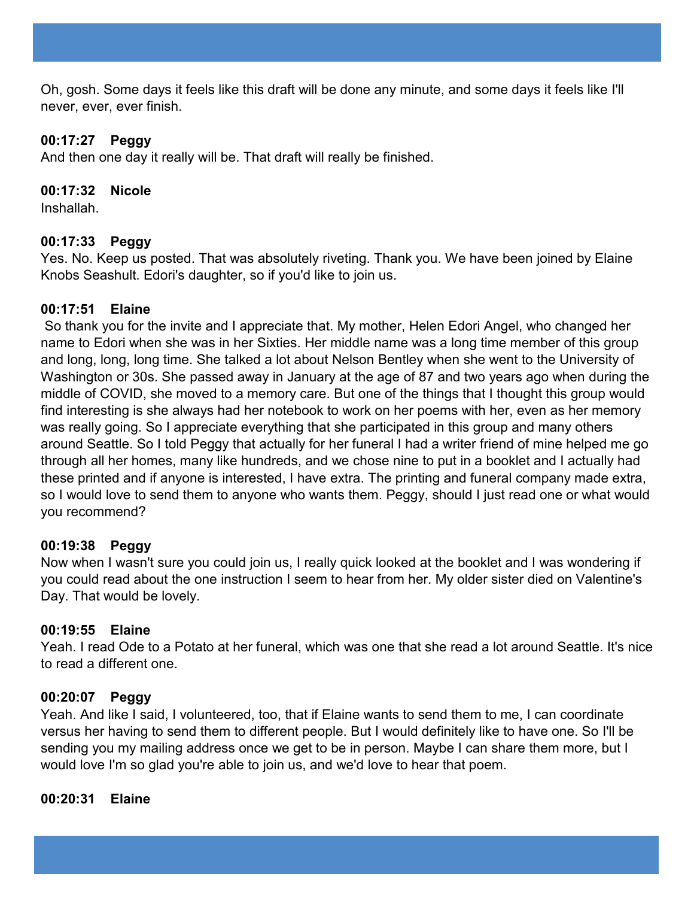Oh, gosh. Some days it feels like this draft will be done any minute, and some days it feels like I'll never, ever, ever finish.

**00:17:27 Peggy**
And then one day it really will be. That draft will really be finished.

**00:17:32 Nicole**
Inshallah.

**00:17:33 Peggy**
Yes. No. Keep us posted. That was absolutely riveting. Thank you. We have been joined by Elaine Knobs Seashult. Edori's daughter, so if you'd like to join us.

**00:17:51 Elaine**
So thank you for the invite and I appreciate that. My mother, Helen Edori Angel, who changed her name to Edori when she was in her Sixties. Her middle name was a long time member of this group and long, long, long time. She talked a lot about Nelson Bentley when she went to the University of Washington or 30s. She passed away in January at the age of 87 and two years ago when during the middle of COVID, she moved to a memory care. But one of the things that I thought this group would find interesting is she always had her notebook to work on her poems with her, even as her memory was really going. So I appreciate everything that she participated in this group and many others around Seattle. So I told Peggy that actually for her funeral I had a writer friend of mine helped me go through all her homes, many like hundreds, and we chose nine to put in a booklet and I actually had these printed and if anyone is interested, I have extra. The printing and funeral company made extra, so I would love to send them to anyone who wants them. Peggy, should I just read one or what would you recommend?

**00:19:38 Peggy**
Now when I wasn't sure you could join us, I really quick looked at the booklet and I was wondering if you could read about the one instruction I seem to hear from her. My older sister died on Valentine's Day. That would be lovely.

**00:19:55 Elaine**
Yeah. I read Ode to a Potato at her funeral, which was one that she read a lot around Seattle. It's nice to read a different one.

**00:20:07 Peggy**
Yeah. And like I said, I volunteered, too, that if Elaine wants to send them to me, I can coordinate versus her having to send them to different people. But I would definitely like to have one. So I'll be sending you my mailing address once we get to be in person. Maybe I can share them more, but I would love I'm so glad you're able to join us, and we'd love to hear that poem.

**00:20:31 Elaine**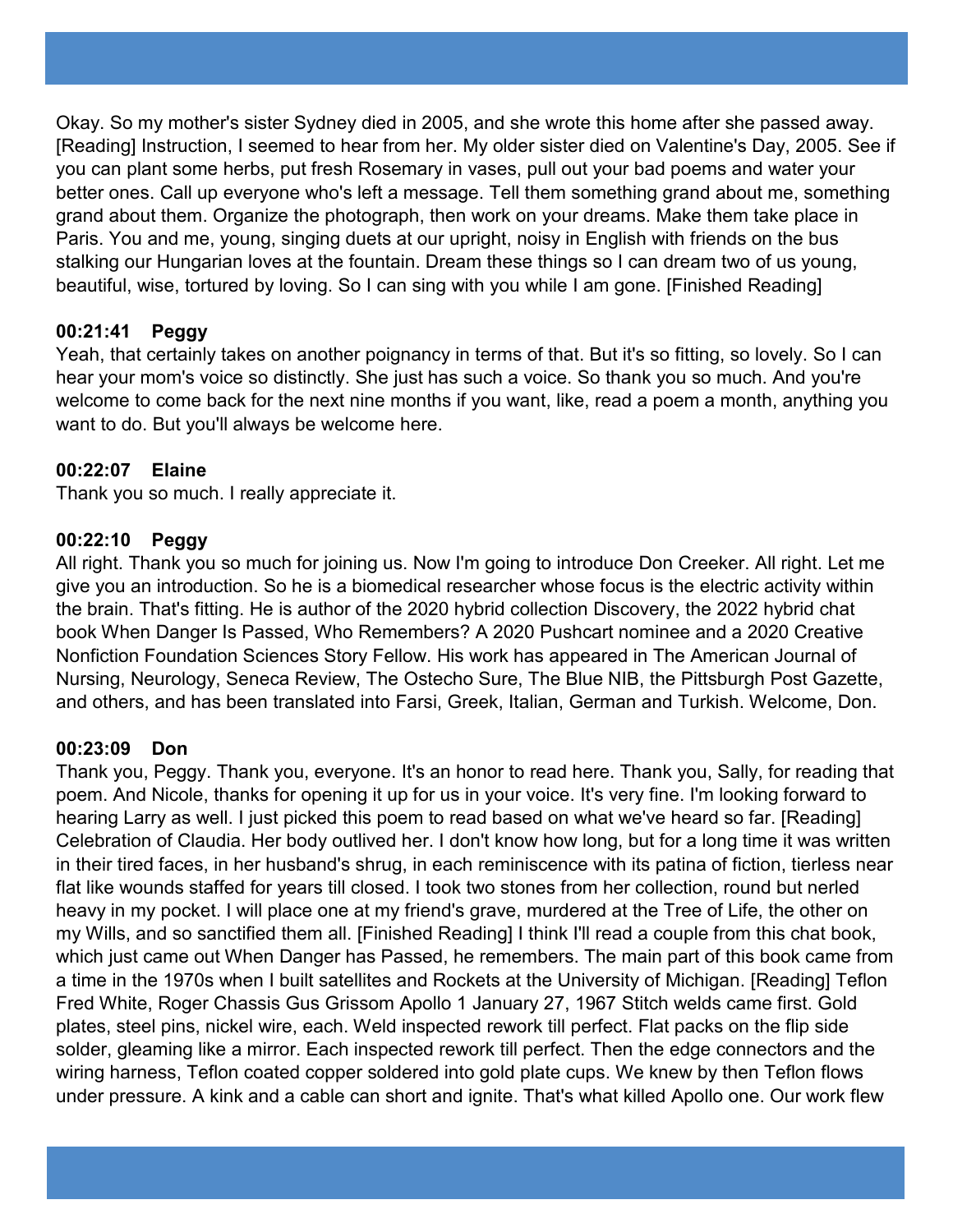Okay. So my mother's sister Sydney died in 2005, and she wrote this home after she passed away. [Reading] Instruction, I seemed to hear from her. My older sister died on Valentine's Day, 2005. See if you can plant some herbs, put fresh Rosemary in vases, pull out your bad poems and water your better ones. Call up everyone who's left a message. Tell them something grand about me, something grand about them. Organize the photograph, then work on your dreams. Make them take place in Paris. You and me, young, singing duets at our upright, noisy in English with friends on the bus stalking our Hungarian loves at the fountain. Dream these things so I can dream two of us young, beautiful, wise, tortured by loving. So I can sing with you while I am gone. [Finished Reading]

**00:21:41 Peggy**
Yeah, that certainly takes on another poignancy in terms of that. But it's so fitting, so lovely. So I can hear your mom's voice so distinctly. She just has such a voice. So thank you so much. And you're welcome to come back for the next nine months if you want, like, read a poem a month, anything you want to do. But you'll always be welcome here.

**00:22:07 Elaine**
Thank you so much. I really appreciate it.

**00:22:10 Peggy**
All right. Thank you so much for joining us. Now I'm going to introduce Don Creeker. All right. Let me give you an introduction. So he is a biomedical researcher whose focus is the electric activity within the brain. That's fitting. He is author of the 2020 hybrid collection Discovery, the 2022 hybrid chat book When Danger Is Passed, Who Remembers? A 2020 Pushcart nominee and a 2020 Creative Nonfiction Foundation Sciences Story Fellow. His work has appeared in The American Journal of Nursing, Neurology, Seneca Review, The Ostecho Sure, The Blue NIB, the Pittsburgh Post Gazette, and others, and has been translated into Farsi, Greek, Italian, German and Turkish. Welcome, Don.

**00:23:09 Don**
Thank you, Peggy. Thank you, everyone. It's an honor to read here. Thank you, Sally, for reading that poem. And Nicole, thanks for opening it up for us in your voice. It's very fine. I'm looking forward to hearing Larry as well. I just picked this poem to read based on what we've heard so far. [Reading] Celebration of Claudia. Her body outlived her. I don't know how long, but for a long time it was written in their tired faces, in her husband's shrug, in each reminiscence with its patina of fiction, tierless near flat like wounds staffed for years till closed. I took two stones from her collection, round but nerled heavy in my pocket. I will place one at my friend's grave, murdered at the Tree of Life, the other on my Wills, and so sanctified them all. [Finished Reading] I think I'll read a couple from this chat book, which just came out When Danger has Passed, he remembers. The main part of this book came from a time in the 1970s when I built satellites and Rockets at the University of Michigan. [Reading] Teflon Fred White, Roger Chassis Gus Grissom Apollo 1 January 27, 1967 Stitch welds came first. Gold plates, steel pins, nickel wire, each. Weld inspected rework till perfect. Flat packs on the flip side solder, gleaming like a mirror. Each inspected rework till perfect. Then the edge connectors and the wiring harness, Teflon coated copper soldered into gold plate cups. We knew by then Teflon flows under pressure. A kink and a cable can short and ignite. That's what killed Apollo one. Our work flew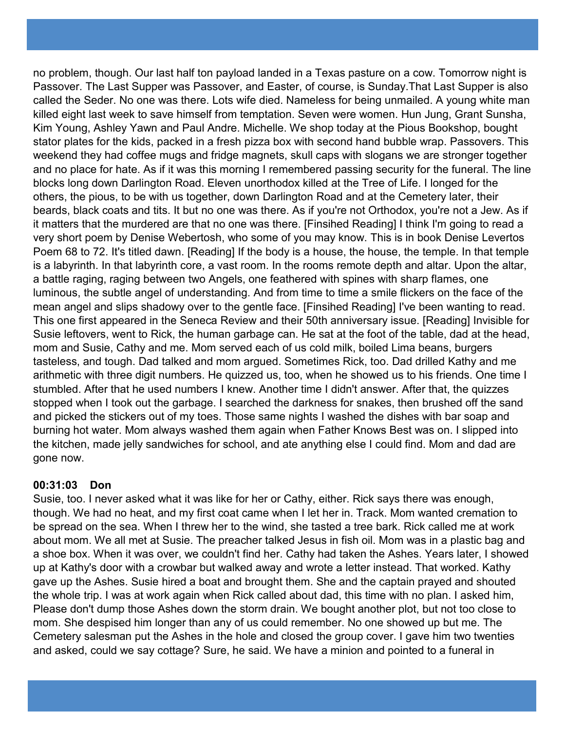no problem, though. Our last half ton payload landed in a Texas pasture on a cow. Tomorrow night is Passover. The Last Supper was Passover, and Easter, of course, is Sunday.That Last Supper is also called the Seder. No one was there. Lots wife died. Nameless for being unmailed. A young white man killed eight last week to save himself from temptation. Seven were women. Hun Jung, Grant Sunsha, Kim Young, Ashley Yawn and Paul Andre. Michelle. We shop today at the Pious Bookshop, bought stator plates for the kids, packed in a fresh pizza box with second hand bubble wrap. Passovers. This weekend they had coffee mugs and fridge magnets, skull caps with slogans we are stronger together and no place for hate. As if it was this morning I remembered passing security for the funeral. The line blocks long down Darlington Road. Eleven unorthodox killed at the Tree of Life. I longed for the others, the pious, to be with us together, down Darlington Road and at the Cemetery later, their beards, black coats and tits. It but no one was there. As if you're not Orthodox, you're not a Jew. As if it matters that the murdered are that no one was there. [Finsihed Reading] I think I'm going to read a very short poem by Denise Webertosh, who some of you may know. This is in book Denise Levertos Poem 68 to 72. It's titled dawn. [Reading] If the body is a house, the house, the temple. In that temple is a labyrinth. In that labyrinth core, a vast room. In the rooms remote depth and altar. Upon the altar, a battle raging, raging between two Angels, one feathered with spines with sharp flames, one luminous, the subtle angel of understanding. And from time to time a smile flickers on the face of the mean angel and slips shadowy over to the gentle face. [Finsihed Reading] I've been wanting to read. This one first appeared in the Seneca Review and their 50th anniversary issue. [Reading] Invisible for Susie leftovers, went to Rick, the human garbage can. He sat at the foot of the table, dad at the head, mom and Susie, Cathy and me. Mom served each of us cold milk, boiled Lima beans, burgers tasteless, and tough. Dad talked and mom argued. Sometimes Rick, too. Dad drilled Kathy and me arithmetic with three digit numbers. He quizzed us, too, when he showed us to his friends. One time I stumbled. After that he used numbers I knew. Another time I didn't answer. After that, the quizzes stopped when I took out the garbage. I searched the darkness for snakes, then brushed off the sand and picked the stickers out of my toes. Those same nights I washed the dishes with bar soap and burning hot water. Mom always washed them again when Father Knows Best was on. I slipped into the kitchen, made jelly sandwiches for school, and ate anything else I could find. Mom and dad are gone now.

**00:31:03 Don**

Susie, too. I never asked what it was like for her or Cathy, either. Rick says there was enough, though. We had no heat, and my first coat came when I let her in. Track. Mom wanted cremation to be spread on the sea. When I threw her to the wind, she tasted a tree bark. Rick called me at work about mom. We all met at Susie. The preacher talked Jesus in fish oil. Mom was in a plastic bag and a shoe box. When it was over, we couldn't find her. Cathy had taken the Ashes. Years later, I showed up at Kathy's door with a crowbar but walked away and wrote a letter instead. That worked. Kathy gave up the Ashes. Susie hired a boat and brought them. She and the captain prayed and shouted the whole trip. I was at work again when Rick called about dad, this time with no plan. I asked him, Please don't dump those Ashes down the storm drain. We bought another plot, but not too close to mom. She despised him longer than any of us could remember. No one showed up but me. The Cemetery salesman put the Ashes in the hole and closed the group cover. I gave him two twenties and asked, could we say cottage? Sure, he said. We have a minion and pointed to a funeral in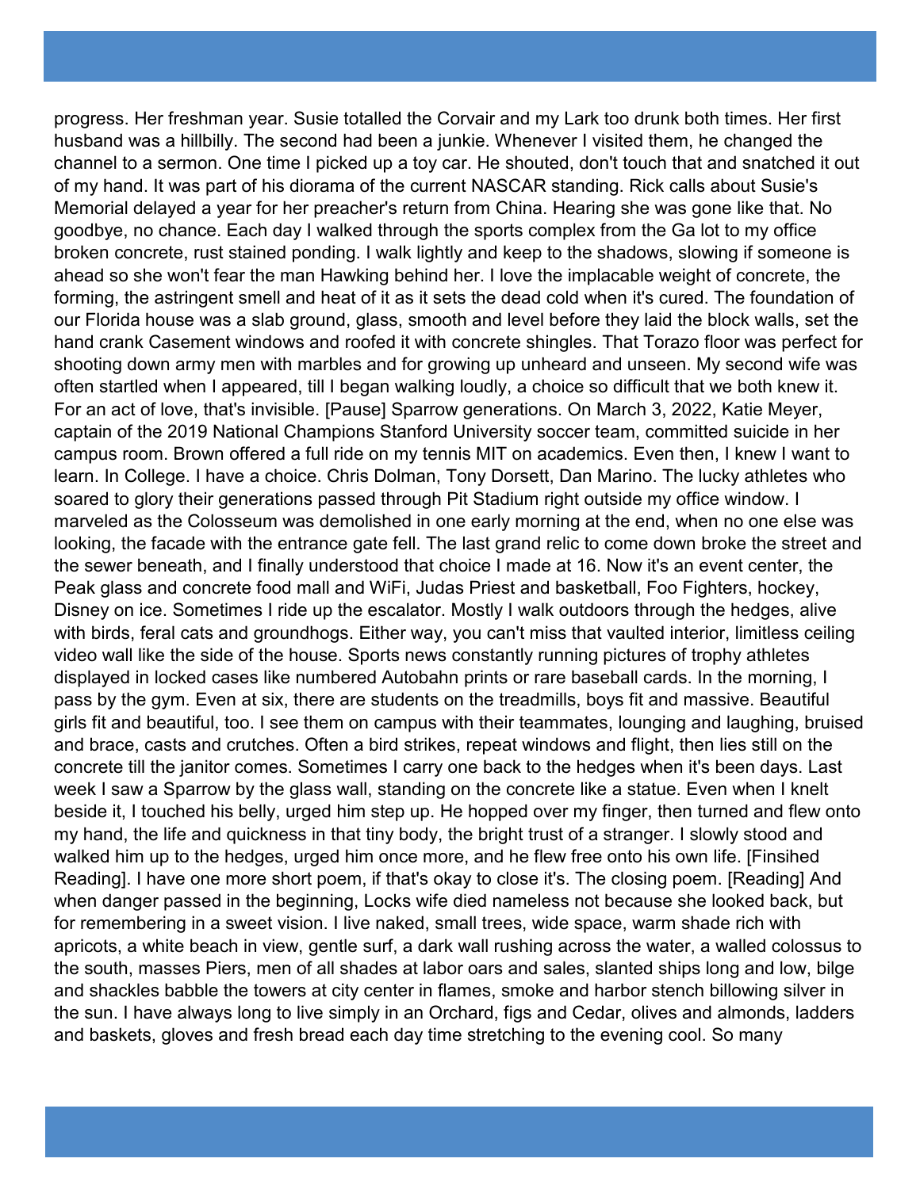progress. Her freshman year. Susie totalled the Corvair and my Lark too drunk both times. Her first husband was a hillbilly. The second had been a junkie. Whenever I visited them, he changed the channel to a sermon. One time I picked up a toy car. He shouted, don't touch that and snatched it out of my hand. It was part of his diorama of the current NASCAR standing. Rick calls about Susie's Memorial delayed a year for her preacher's return from China. Hearing she was gone like that. No goodbye, no chance. Each day I walked through the sports complex from the Ga lot to my office broken concrete, rust stained ponding. I walk lightly and keep to the shadows, slowing if someone is ahead so she won't fear the man Hawking behind her. I love the implacable weight of concrete, the forming, the astringent smell and heat of it as it sets the dead cold when it's cured. The foundation of our Florida house was a slab ground, glass, smooth and level before they laid the block walls, set the hand crank Casement windows and roofed it with concrete shingles. That Torazo floor was perfect for shooting down army men with marbles and for growing up unheard and unseen. My second wife was often startled when I appeared, till I began walking loudly, a choice so difficult that we both knew it. For an act of love, that's invisible. [Pause] Sparrow generations. On March 3, 2022, Katie Meyer, captain of the 2019 National Champions Stanford University soccer team, committed suicide in her campus room. Brown offered a full ride on my tennis MIT on academics. Even then, I knew I want to learn. In College. I have a choice. Chris Dolman, Tony Dorsett, Dan Marino. The lucky athletes who soared to glory their generations passed through Pit Stadium right outside my office window. I marveled as the Colosseum was demolished in one early morning at the end, when no one else was looking, the facade with the entrance gate fell. The last grand relic to come down broke the street and the sewer beneath, and I finally understood that choice I made at 16. Now it's an event center, the Peak glass and concrete food mall and WiFi, Judas Priest and basketball, Foo Fighters, hockey, Disney on ice. Sometimes I ride up the escalator. Mostly I walk outdoors through the hedges, alive with birds, feral cats and groundhogs. Either way, you can't miss that vaulted interior, limitless ceiling video wall like the side of the house. Sports news constantly running pictures of trophy athletes displayed in locked cases like numbered Autobahn prints or rare baseball cards. In the morning, I pass by the gym. Even at six, there are students on the treadmills, boys fit and massive. Beautiful girls fit and beautiful, too. I see them on campus with their teammates, lounging and laughing, bruised and brace, casts and crutches. Often a bird strikes, repeat windows and flight, then lies still on the concrete till the janitor comes. Sometimes I carry one back to the hedges when it's been days. Last week I saw a Sparrow by the glass wall, standing on the concrete like a statue. Even when I knelt beside it, I touched his belly, urged him step up. He hopped over my finger, then turned and flew onto my hand, the life and quickness in that tiny body, the bright trust of a stranger. I slowly stood and walked him up to the hedges, urged him once more, and he flew free onto his own life. [Finsihed Reading]. I have one more short poem, if that's okay to close it's. The closing poem. [Reading] And when danger passed in the beginning, Locks wife died nameless not because she looked back, but for remembering in a sweet vision. I live naked, small trees, wide space, warm shade rich with apricots, a white beach in view, gentle surf, a dark wall rushing across the water, a walled colossus to the south, masses Piers, men of all shades at labor oars and sales, slanted ships long and low, bilge and shackles babble the towers at city center in flames, smoke and harbor stench billowing silver in the sun. I have always long to live simply in an Orchard, figs and Cedar, olives and almonds, ladders and baskets, gloves and fresh bread each day time stretching to the evening cool. So many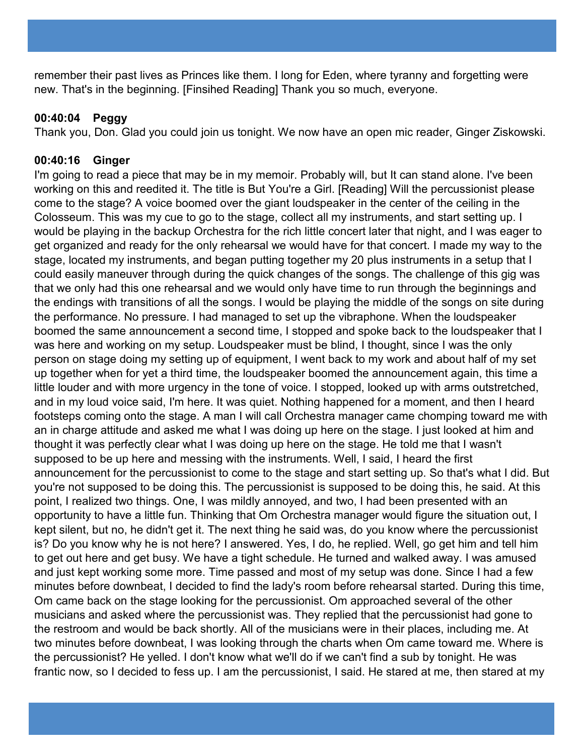remember their past lives as Princes like them. I long for Eden, where tyranny and forgetting were new. That's in the beginning. [Finsihed Reading] Thank you so much, everyone.

**00:40:04 Peggy**
Thank you, Don. Glad you could join us tonight. We now have an open mic reader, Ginger Ziskowski.

**00:40:16 Ginger**
I'm going to read a piece that may be in my memoir. Probably will, but It can stand alone. I've been working on this and reedited it. The title is But You're a Girl. [Reading] Will the percussionist please come to the stage? A voice boomed over the giant loudspeaker in the center of the ceiling in the Colosseum. This was my cue to go to the stage, collect all my instruments, and start setting up. I would be playing in the backup Orchestra for the rich little concert later that night, and I was eager to get organized and ready for the only rehearsal we would have for that concert. I made my way to the stage, located my instruments, and began putting together my 20 plus instruments in a setup that I could easily maneuver through during the quick changes of the songs. The challenge of this gig was that we only had this one rehearsal and we would only have time to run through the beginnings and the endings with transitions of all the songs. I would be playing the middle of the songs on site during the performance. No pressure. I had managed to set up the vibraphone. When the loudspeaker boomed the same announcement a second time, I stopped and spoke back to the loudspeaker that I was here and working on my setup. Loudspeaker must be blind, I thought, since I was the only person on stage doing my setting up of equipment, I went back to my work and about half of my set up together when for yet a third time, the loudspeaker boomed the announcement again, this time a little louder and with more urgency in the tone of voice. I stopped, looked up with arms outstretched, and in my loud voice said, I'm here. It was quiet. Nothing happened for a moment, and then I heard footsteps coming onto the stage. A man I will call Orchestra manager came chomping toward me with an in charge attitude and asked me what I was doing up here on the stage. I just looked at him and thought it was perfectly clear what I was doing up here on the stage. He told me that I wasn't supposed to be up here and messing with the instruments. Well, I said, I heard the first announcement for the percussionist to come to the stage and start setting up. So that's what I did. But you're not supposed to be doing this. The percussionist is supposed to be doing this, he said. At this point, I realized two things. One, I was mildly annoyed, and two, I had been presented with an opportunity to have a little fun. Thinking that Om Orchestra manager would figure the situation out, I kept silent, but no, he didn't get it. The next thing he said was, do you know where the percussionist is? Do you know why he is not here? I answered. Yes, I do, he replied. Well, go get him and tell him to get out here and get busy. We have a tight schedule. He turned and walked away. I was amused and just kept working some more. Time passed and most of my setup was done. Since I had a few minutes before downbeat, I decided to find the lady's room before rehearsal started. During this time, Om came back on the stage looking for the percussionist. Om approached several of the other musicians and asked where the percussionist was. They replied that the percussionist had gone to the restroom and would be back shortly. All of the musicians were in their places, including me. At two minutes before downbeat, I was looking through the charts when Om came toward me. Where is the percussionist? He yelled. I don't know what we'll do if we can't find a sub by tonight. He was frantic now, so I decided to fess up. I am the percussionist, I said. He stared at me, then stared at my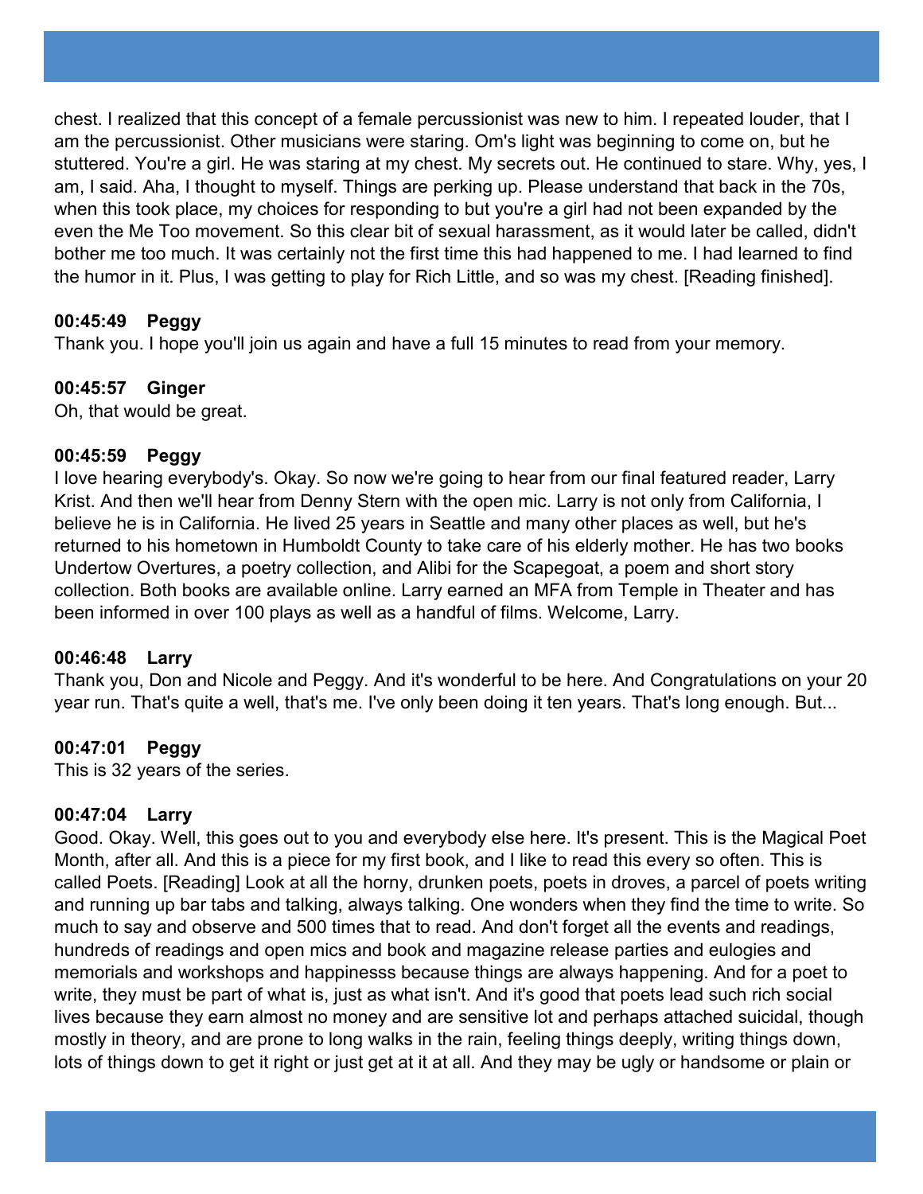chest. I realized that this concept of a female percussionist was new to him. I repeated louder, that I am the percussionist. Other musicians were staring. Om's light was beginning to come on, but he stuttered. You're a girl. He was staring at my chest. My secrets out. He continued to stare. Why, yes, I am, I said. Aha, I thought to myself. Things are perking up. Please understand that back in the 70s, when this took place, my choices for responding to but you're a girl had not been expanded by the even the Me Too movement. So this clear bit of sexual harassment, as it would later be called, didn't bother me too much. It was certainly not the first time this had happened to me. I had learned to find the humor in it. Plus, I was getting to play for Rich Little, and so was my chest. [Reading finished].

**00:45:49 Peggy**
Thank you. I hope you'll join us again and have a full 15 minutes to read from your memory.

**00:45:57 Ginger**
Oh, that would be great.

**00:45:59 Peggy**
I love hearing everybody's. Okay. So now we're going to hear from our final featured reader, Larry Krist. And then we'll hear from Denny Stern with the open mic. Larry is not only from California, I believe he is in California. He lived 25 years in Seattle and many other places as well, but he's returned to his hometown in Humboldt County to take care of his elderly mother. He has two books Undertow Overtures, a poetry collection, and Alibi for the Scapegoat, a poem and short story collection. Both books are available online. Larry earned an MFA from Temple in Theater and has been informed in over 100 plays as well as a handful of films. Welcome, Larry.

**00:46:48 Larry**
Thank you, Don and Nicole and Peggy. And it's wonderful to be here. And Congratulations on your 20 year run. That's quite a well, that's me. I've only been doing it ten years. That's long enough. But...

**00:47:01 Peggy**
This is 32 years of the series.

**00:47:04 Larry**
Good. Okay. Well, this goes out to you and everybody else here. It's present. This is the Magical Poet Month, after all. And this is a piece for my first book, and I like to read this every so often. This is called Poets. [Reading] Look at all the horny, drunken poets, poets in droves, a parcel of poets writing and running up bar tabs and talking, always talking. One wonders when they find the time to write. So much to say and observe and 500 times that to read. And don't forget all the events and readings, hundreds of readings and open mics and book and magazine release parties and eulogies and memorials and workshops and happinesss because things are always happening. And for a poet to write, they must be part of what is, just as what isn't. And it's good that poets lead such rich social lives because they earn almost no money and are sensitive lot and perhaps attached suicidal, though mostly in theory, and are prone to long walks in the rain, feeling things deeply, writing things down, lots of things down to get it right or just get at it at all. And they may be ugly or handsome or plain or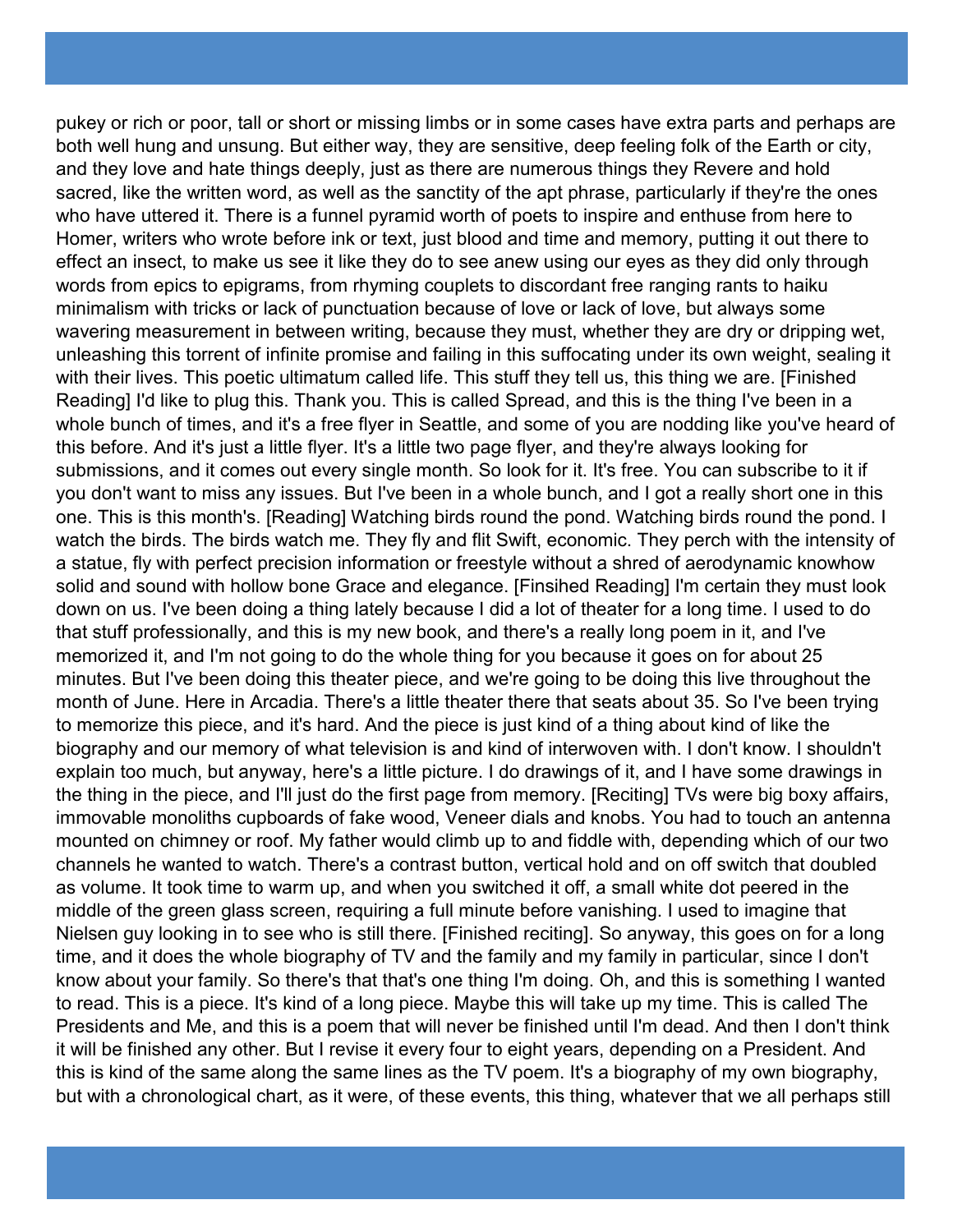pukey or rich or poor, tall or short or missing limbs or in some cases have extra parts and perhaps are both well hung and unsung. But either way, they are sensitive, deep feeling folk of the Earth or city, and they love and hate things deeply, just as there are numerous things they Revere and hold sacred, like the written word, as well as the sanctity of the apt phrase, particularly if they're the ones who have uttered it. There is a funnel pyramid worth of poets to inspire and enthuse from here to Homer, writers who wrote before ink or text, just blood and time and memory, putting it out there to effect an insect, to make us see it like they do to see anew using our eyes as they did only through words from epics to epigrams, from rhyming couplets to discordant free ranging rants to haiku minimalism with tricks or lack of punctuation because of love or lack of love, but always some wavering measurement in between writing, because they must, whether they are dry or dripping wet, unleashing this torrent of infinite promise and failing in this suffocating under its own weight, sealing it with their lives. This poetic ultimatum called life. This stuff they tell us, this thing we are. [Finished Reading] I'd like to plug this. Thank you. This is called Spread, and this is the thing I've been in a whole bunch of times, and it's a free flyer in Seattle, and some of you are nodding like you've heard of this before. And it's just a little flyer. It's a little two page flyer, and they're always looking for submissions, and it comes out every single month. So look for it. It's free. You can subscribe to it if you don't want to miss any issues. But I've been in a whole bunch, and I got a really short one in this one. This is this month's. [Reading] Watching birds round the pond. Watching birds round the pond. I watch the birds. The birds watch me. They fly and flit Swift, economic. They perch with the intensity of a statue, fly with perfect precision information or freestyle without a shred of aerodynamic knowhow solid and sound with hollow bone Grace and elegance. [Finsihed Reading] I'm certain they must look down on us. I've been doing a thing lately because I did a lot of theater for a long time. I used to do that stuff professionally, and this is my new book, and there's a really long poem in it, and I've memorized it, and I'm not going to do the whole thing for you because it goes on for about 25 minutes. But I've been doing this theater piece, and we're going to be doing this live throughout the month of June. Here in Arcadia. There's a little theater there that seats about 35. So I've been trying to memorize this piece, and it's hard. And the piece is just kind of a thing about kind of like the biography and our memory of what television is and kind of interwoven with. I don't know. I shouldn't explain too much, but anyway, here's a little picture. I do drawings of it, and I have some drawings in the thing in the piece, and I'll just do the first page from memory. [Reciting] TVs were big boxy affairs, immovable monoliths cupboards of fake wood, Veneer dials and knobs. You had to touch an antenna mounted on chimney or roof. My father would climb up to and fiddle with, depending which of our two channels he wanted to watch. There's a contrast button, vertical hold and on off switch that doubled as volume. It took time to warm up, and when you switched it off, a small white dot peered in the middle of the green glass screen, requiring a full minute before vanishing. I used to imagine that Nielsen guy looking in to see who is still there. [Finished reciting]. So anyway, this goes on for a long time, and it does the whole biography of TV and the family and my family in particular, since I don't know about your family. So there's that that's one thing I'm doing. Oh, and this is something I wanted to read. This is a piece. It's kind of a long piece. Maybe this will take up my time. This is called The Presidents and Me, and this is a poem that will never be finished until I'm dead. And then I don't think it will be finished any other. But I revise it every four to eight years, depending on a President. And this is kind of the same along the same lines as the TV poem. It's a biography of my own biography, but with a chronological chart, as it were, of these events, this thing, whatever that we all perhaps still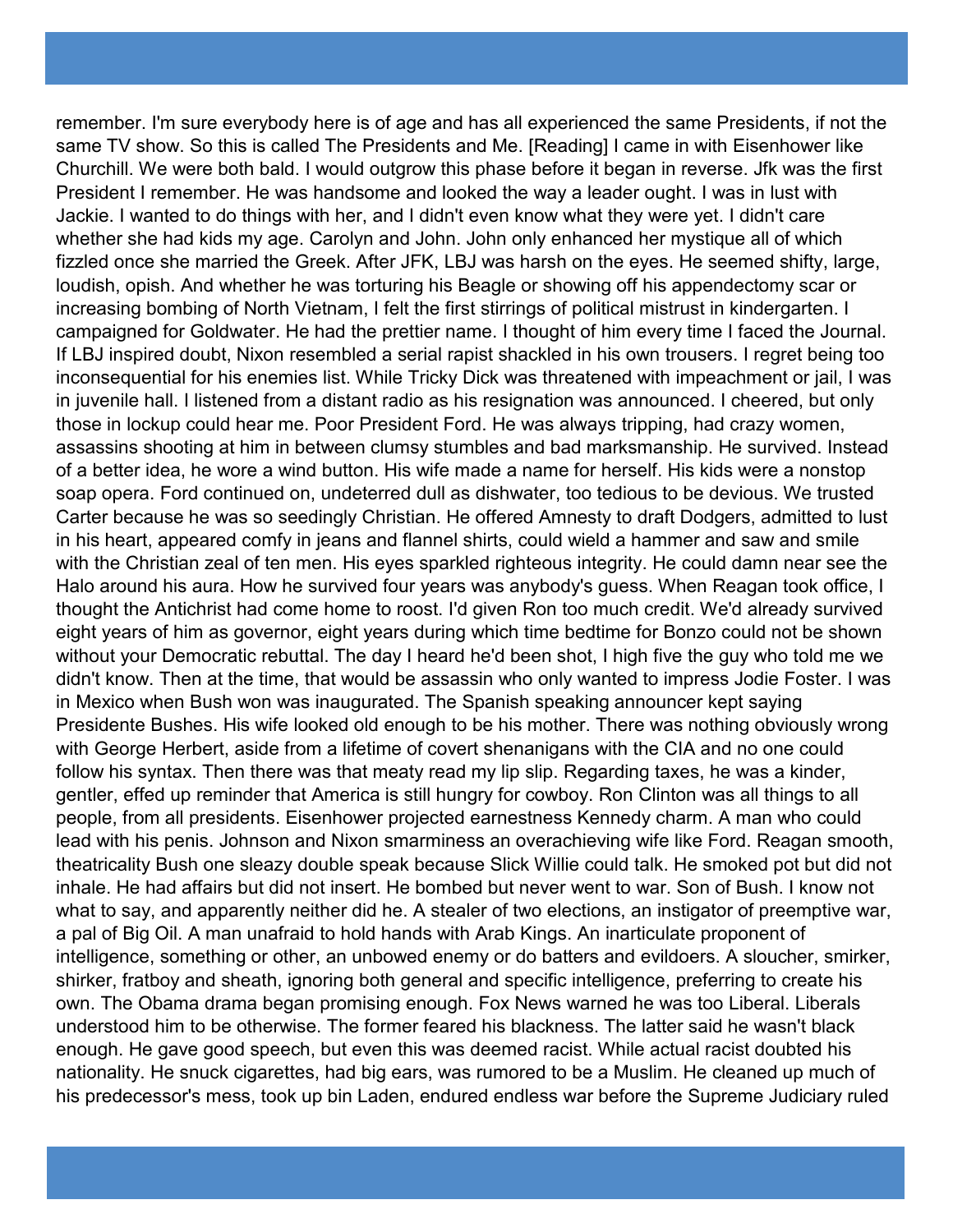remember. I'm sure everybody here is of age and has all experienced the same Presidents, if not the same TV show. So this is called The Presidents and Me. [Reading] I came in with Eisenhower like Churchill. We were both bald. I would outgrow this phase before it began in reverse. Jfk was the first President I remember. He was handsome and looked the way a leader ought. I was in lust with Jackie. I wanted to do things with her, and I didn't even know what they were yet. I didn't care whether she had kids my age. Carolyn and John. John only enhanced her mystique all of which fizzled once she married the Greek. After JFK, LBJ was harsh on the eyes. He seemed shifty, large, loudish, opish. And whether he was torturing his Beagle or showing off his appendectomy scar or increasing bombing of North Vietnam, I felt the first stirrings of political mistrust in kindergarten. I campaigned for Goldwater. He had the prettier name. I thought of him every time I faced the Journal. If LBJ inspired doubt, Nixon resembled a serial rapist shackled in his own trousers. I regret being too inconsequential for his enemies list. While Tricky Dick was threatened with impeachment or jail, I was in juvenile hall. I listened from a distant radio as his resignation was announced. I cheered, but only those in lockup could hear me. Poor President Ford. He was always tripping, had crazy women, assassins shooting at him in between clumsy stumbles and bad marksmanship. He survived. Instead of a better idea, he wore a wind button. His wife made a name for herself. His kids were a nonstop soap opera. Ford continued on, undeterred dull as dishwater, too tedious to be devious. We trusted Carter because he was so seedingly Christian. He offered Amnesty to draft Dodgers, admitted to lust in his heart, appeared comfy in jeans and flannel shirts, could wield a hammer and saw and smile with the Christian zeal of ten men. His eyes sparkled righteous integrity. He could damn near see the Halo around his aura. How he survived four years was anybody's guess. When Reagan took office, I thought the Antichrist had come home to roost. I'd given Ron too much credit. We'd already survived eight years of him as governor, eight years during which time bedtime for Bonzo could not be shown without your Democratic rebuttal. The day I heard he'd been shot, I high five the guy who told me we didn't know. Then at the time, that would be assassin who only wanted to impress Jodie Foster. I was in Mexico when Bush won was inaugurated. The Spanish speaking announcer kept saying Presidente Bushes. His wife looked old enough to be his mother. There was nothing obviously wrong with George Herbert, aside from a lifetime of covert shenanigans with the CIA and no one could follow his syntax. Then there was that meaty read my lip slip. Regarding taxes, he was a kinder, gentler, effed up reminder that America is still hungry for cowboy. Ron Clinton was all things to all people, from all presidents. Eisenhower projected earnestness Kennedy charm. A man who could lead with his penis. Johnson and Nixon smarminess an overachieving wife like Ford. Reagan smooth, theatricality Bush one sleazy double speak because Slick Willie could talk. He smoked pot but did not inhale. He had affairs but did not insert. He bombed but never went to war. Son of Bush. I know not what to say, and apparently neither did he. A stealer of two elections, an instigator of preemptive war, a pal of Big Oil. A man unafraid to hold hands with Arab Kings. An inarticulate proponent of intelligence, something or other, an unbowed enemy or do batters and evildoers. A sloucher, smirker, shirker, fratboy and sheath, ignoring both general and specific intelligence, preferring to create his own. The Obama drama began promising enough. Fox News warned he was too Liberal. Liberals understood him to be otherwise. The former feared his blackness. The latter said he wasn't black enough. He gave good speech, but even this was deemed racist. While actual racist doubted his nationality. He snuck cigarettes, had big ears, was rumored to be a Muslim. He cleaned up much of his predecessor's mess, took up bin Laden, endured endless war before the Supreme Judiciary ruled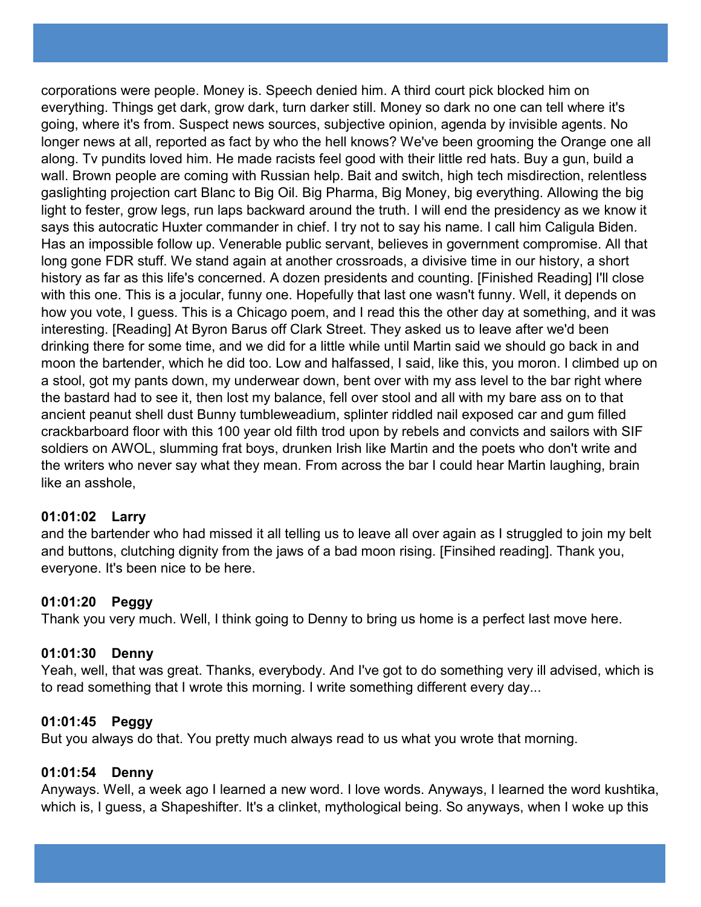corporations were people. Money is. Speech denied him. A third court pick blocked him on everything. Things get dark, grow dark, turn darker still. Money so dark no one can tell where it's going, where it's from. Suspect news sources, subjective opinion, agenda by invisible agents. No longer news at all, reported as fact by who the hell knows? We've been grooming the Orange one all along. Tv pundits loved him. He made racists feel good with their little red hats. Buy a gun, build a wall. Brown people are coming with Russian help. Bait and switch, high tech misdirection, relentless gaslighting projection cart Blanc to Big Oil. Big Pharma, Big Money, big everything. Allowing the big light to fester, grow legs, run laps backward around the truth. I will end the presidency as we know it says this autocratic Huxter commander in chief. I try not to say his name. I call him Caligula Biden. Has an impossible follow up. Venerable public servant, believes in government compromise. All that long gone FDR stuff. We stand again at another crossroads, a divisive time in our history, a short history as far as this life's concerned. A dozen presidents and counting. [Finished Reading] I'll close with this one. This is a jocular, funny one. Hopefully that last one wasn't funny. Well, it depends on how you vote, I guess. This is a Chicago poem, and I read this the other day at something, and it was interesting. [Reading] At Byron Barus off Clark Street. They asked us to leave after we'd been drinking there for some time, and we did for a little while until Martin said we should go back in and moon the bartender, which he did too. Low and halfassed, I said, like this, you moron. I climbed up on a stool, got my pants down, my underwear down, bent over with my ass level to the bar right where the bastard had to see it, then lost my balance, fell over stool and all with my bare ass on to that ancient peanut shell dust Bunny tumbleweadium, splinter riddled nail exposed car and gum filled crackbarboard floor with this 100 year old filth trod upon by rebels and convicts and sailors with SIF soldiers on AWOL, slumming frat boys, drunken Irish like Martin and the poets who don't write and the writers who never say what they mean. From across the bar I could hear Martin laughing, brain like an asshole,

**01:01:02 Larry**
and the bartender who had missed it all telling us to leave all over again as I struggled to join my belt and buttons, clutching dignity from the jaws of a bad moon rising. [Finsihed reading]. Thank you, everyone. It's been nice to be here.

**01:01:20 Peggy**
Thank you very much. Well, I think going to Denny to bring us home is a perfect last move here.

**01:01:30 Denny**
Yeah, well, that was great. Thanks, everybody. And I've got to do something very ill advised, which is to read something that I wrote this morning. I write something different every day...

**01:01:45 Peggy**
But you always do that. You pretty much always read to us what you wrote that morning.

**01:01:54 Denny**
Anyways. Well, a week ago I learned a new word. I love words. Anyways, I learned the word kushtika, which is, I guess, a Shapeshifter. It's a clinket, mythological being. So anyways, when I woke up this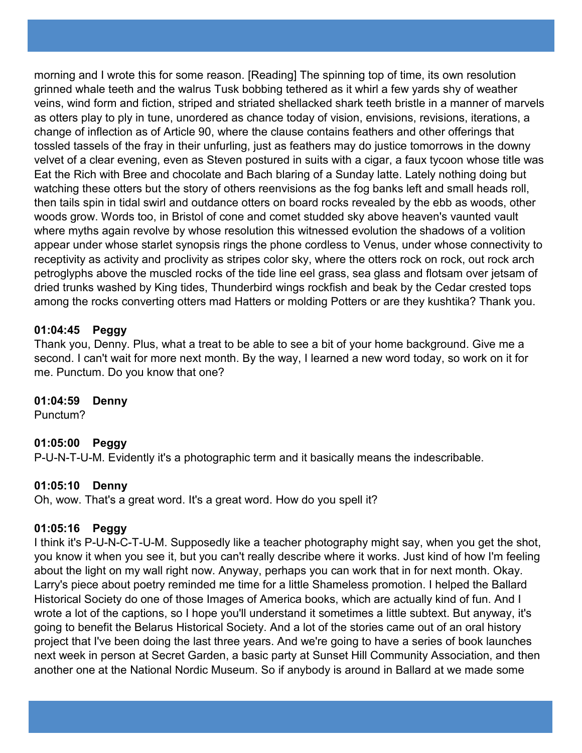morning and I wrote this for some reason. [Reading] The spinning top of time, its own resolution grinned whale teeth and the walrus Tusk bobbing tethered as it whirl a few yards shy of weather veins, wind form and fiction, striped and striated shellacked shark teeth bristle in a manner of marvels as otters play to ply in tune, unordered as chance today of vision, envisions, revisions, iterations, a change of inflection as of Article 90, where the clause contains feathers and other offerings that tossled tassels of the fray in their unfurling, just as feathers may do justice tomorrows in the downy velvet of a clear evening, even as Steven postured in suits with a cigar, a faux tycoon whose title was Eat the Rich with Bree and chocolate and Bach blaring of a Sunday latte. Lately nothing doing but watching these otters but the story of others reenvisions as the fog banks left and small heads roll, then tails spin in tidal swirl and outdance otters on board rocks revealed by the ebb as woods, other woods grow. Words too, in Bristol of cone and comet studded sky above heaven's vaunted vault where myths again revolve by whose resolution this witnessed evolution the shadows of a volition appear under whose starlet synopsis rings the phone cordless to Venus, under whose connectivity to receptivity as activity and proclivity as stripes color sky, where the otters rock on rock, out rock arch petroglyphs above the muscled rocks of the tide line eel grass, sea glass and flotsam over jetsam of dried trunks washed by King tides, Thunderbird wings rockfish and beak by the Cedar crested tops among the rocks converting otters mad Hatters or molding Potters or are they kushtika? Thank you.

**01:04:45 Peggy**
Thank you, Denny. Plus, what a treat to be able to see a bit of your home background. Give me a second. I can't wait for more next month. By the way, I learned a new word today, so work on it for me. Punctum. Do you know that one?

**01:04:59 Denny**
Punctum?

**01:05:00 Peggy**
P-U-N-T-U-M. Evidently it's a photographic term and it basically means the indescribable.

**01:05:10 Denny**
Oh, wow. That's a great word. It's a great word. How do you spell it?

**01:05:16 Peggy**
I think it's P-U-N-C-T-U-M. Supposedly like a teacher photography might say, when you get the shot, you know it when you see it, but you can't really describe where it works. Just kind of how I'm feeling about the light on my wall right now. Anyway, perhaps you can work that in for next month. Okay. Larry's piece about poetry reminded me time for a little Shameless promotion. I helped the Ballard Historical Society do one of those Images of America books, which are actually kind of fun. And I wrote a lot of the captions, so I hope you'll understand it sometimes a little subtext. But anyway, it's going to benefit the Belarus Historical Society. And a lot of the stories came out of an oral history project that I've been doing the last three years. And we're going to have a series of book launches next week in person at Secret Garden, a basic party at Sunset Hill Community Association, and then another one at the National Nordic Museum. So if anybody is around in Ballard at we made some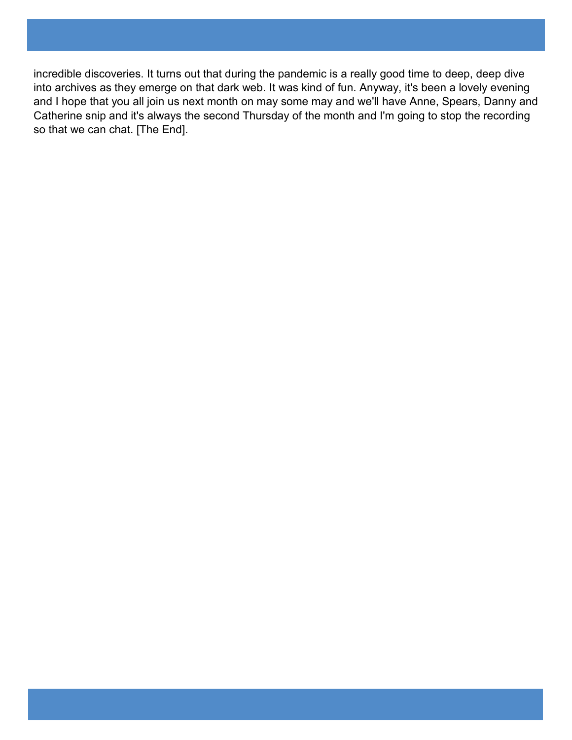incredible discoveries. It turns out that during the pandemic is a really good time to deep, deep dive into archives as they emerge on that dark web. It was kind of fun. Anyway, it's been a lovely evening and I hope that you all join us next month on may some may and we'll have Anne, Spears, Danny and Catherine snip and it's always the second Thursday of the month and I'm going to stop the recording so that we can chat. [The End].